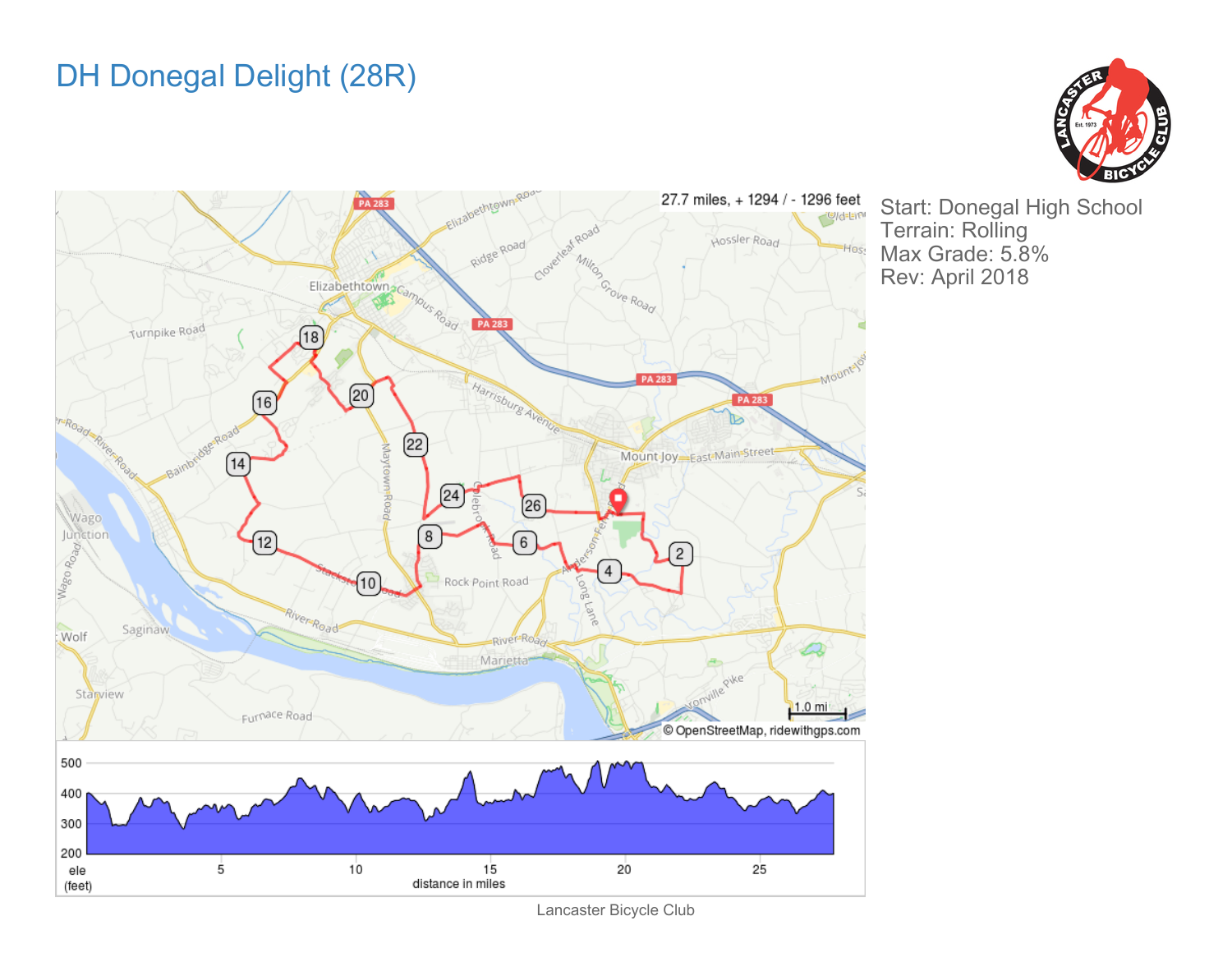# DH Donegal Delight (28R)

Start: Donegal High School
Terrain: Rolling
Max Grade: 5.8%
Rev: April 2018

27.7 miles, + 1294 / - 1296 feet

Lancaster Bicycle Club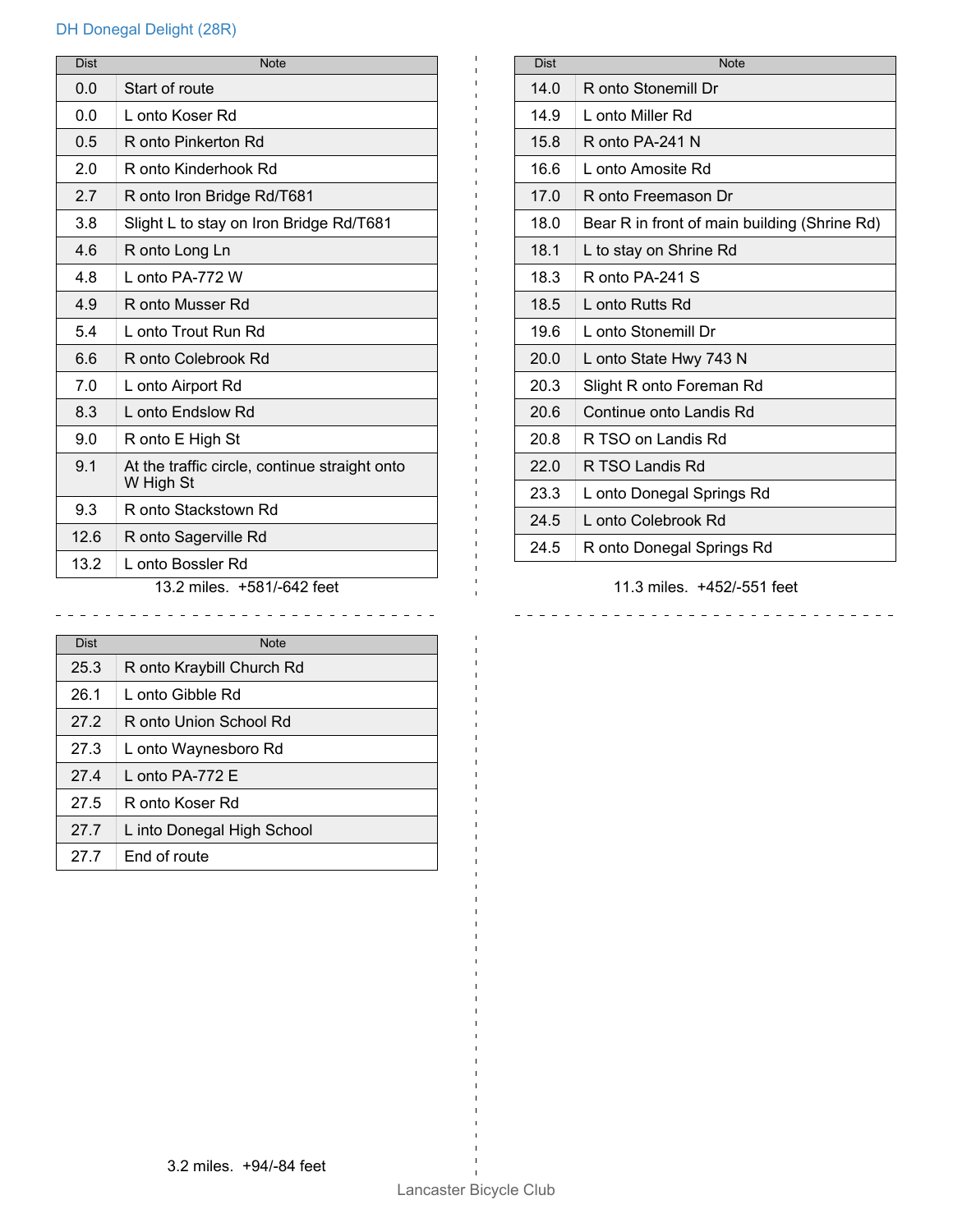DH Donegal Delight (28R)

| Dist | Note |
|---|---|
| 0.0 | Start of route |
| 0.0 | L onto Koser Rd |
| 0.5 | R onto Pinkerton Rd |
| 2.0 | R onto Kinderhook Rd |
| 2.7 | R onto Iron Bridge Rd/T681 |
| 3.8 | Slight L to stay on Iron Bridge Rd/T681 |
| 4.6 | R onto Long Ln |
| 4.8 | L onto PA-772 W |
| 4.9 | R onto Musser Rd |
| 5.4 | L onto Trout Run Rd |
| 6.6 | R onto Colebrook Rd |
| 7.0 | L onto Airport Rd |
| 8.3 | L onto Endslow Rd |
| 9.0 | R onto E High St |
| 9.1 | At the traffic circle, continue straight onto W High St |
| 9.3 | R onto Stackstown Rd |
| 12.6 | R onto Sagerville Rd |
| 13.2 | L onto Bossler Rd |

13.2 miles. +581/-642 feet

| Dist | Note |
|---|---|
| 14.0 | R onto Stonemill Dr |
| 14.9 | L onto Miller Rd |
| 15.8 | R onto PA-241 N |
| 16.6 | L onto Amosite Rd |
| 17.0 | R onto Freemason Dr |
| 18.0 | Bear R in front of main building (Shrine Rd) |
| 18.1 | L to stay on Shrine Rd |
| 18.3 | R onto PA-241 S |
| 18.5 | L onto Rutts Rd |
| 19.6 | L onto Stonemill Dr |
| 20.0 | L onto State Hwy 743 N |
| 20.3 | Slight R onto Foreman Rd |
| 20.6 | Continue onto Landis Rd |
| 20.8 | R TSO on Landis Rd |
| 22.0 | R TSO Landis Rd |
| 23.3 | L onto Donegal Springs Rd |
| 24.5 | L onto Colebrook Rd |
| 24.5 | R onto Donegal Springs Rd |

11.3 miles. +452/-551 feet

| Dist | Note |
|---|---|
| 25.3 | R onto Kraybill Church Rd |
| 26.1 | L onto Gibble Rd |
| 27.2 | R onto Union School Rd |
| 27.3 | L onto Waynesboro Rd |
| 27.4 | L onto PA-772 E |
| 27.5 | R onto Koser Rd |
| 27.7 | L into Donegal High School |
| 27.7 | End of route |

3.2 miles. +94/-84 feet

Lancaster Bicycle Club